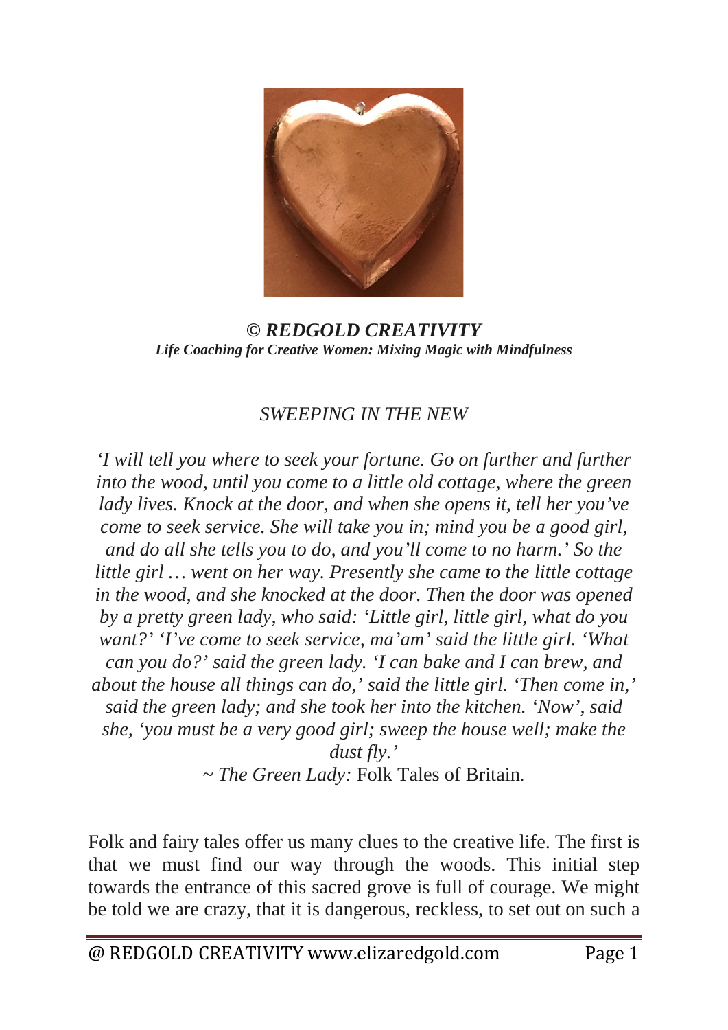***© REDGOLD CREATIVITY***

***Life Coaching for Creative Women: Mixing Magic with Mindfulness***

## *SWEEPING IN THE NEW*

*'I will tell you where to seek your fortune. Go on further and further into the wood, until you come to a little old cottage, where the green lady lives. Knock at the door, and when she opens it, tell her you've come to seek service. She will take you in; mind you be a good girl, and do all she tells you to do, and you'll come to no harm.' So the little girl … went on her way. Presently she came to the little cottage in the wood, and she knocked at the door. Then the door was opened by a pretty green lady, who said: 'Little girl, little girl, what do you want?' 'I've come to seek service, ma'am' said the little girl. 'What can you do?' said the green lady. 'I can bake and I can brew, and about the house all things can do,' said the little girl. 'Then come in,' said the green lady; and she took her into the kitchen. 'Now', said she, 'you must be a very good girl; sweep the house well; make the dust fly.'*

~ *The Green Lady:* Folk Tales of Britain*.*

Folk and fairy tales offer us many clues to the creative life. The first is that we must find our way through the woods. This initial step towards the entrance of this sacred grove is full of courage. We might be told we are crazy, that it is dangerous, reckless, to set out on such a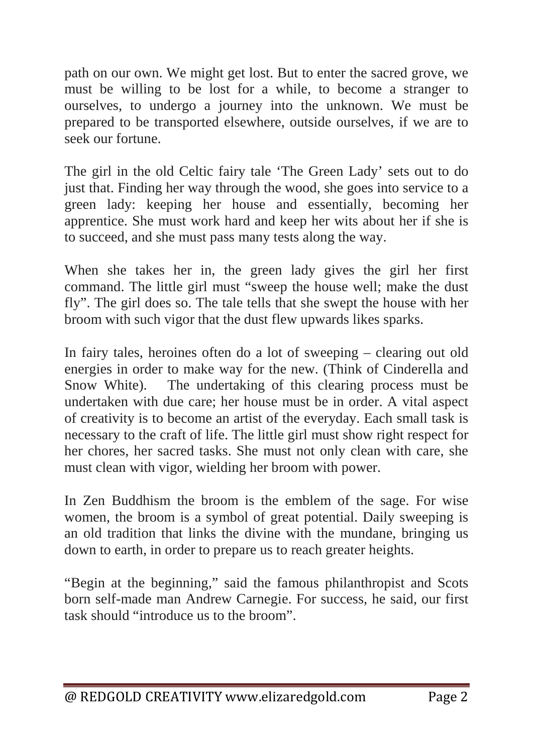path on our own. We might get lost. But to enter the sacred grove, we must be willing to be lost for a while, to become a stranger to ourselves, to undergo a journey into the unknown. We must be prepared to be transported elsewhere, outside ourselves, if we are to seek our fortune.

The girl in the old Celtic fairy tale 'The Green Lady' sets out to do just that. Finding her way through the wood, she goes into service to a green lady: keeping her house and essentially, becoming her apprentice. She must work hard and keep her wits about her if she is to succeed, and she must pass many tests along the way.

When she takes her in, the green lady gives the girl her first command. The little girl must "sweep the house well; make the dust fly". The girl does so. The tale tells that she swept the house with her broom with such vigor that the dust flew upwards likes sparks.

In fairy tales, heroines often do a lot of sweeping – clearing out old energies in order to make way for the new. (Think of Cinderella and Snow White). The undertaking of this clearing process must be undertaken with due care; her house must be in order. A vital aspect of creativity is to become an artist of the everyday. Each small task is necessary to the craft of life. The little girl must show right respect for her chores, her sacred tasks. She must not only clean with care, she must clean with vigor, wielding her broom with power.

In Zen Buddhism the broom is the emblem of the sage. For wise women, the broom is a symbol of great potential. Daily sweeping is an old tradition that links the divine with the mundane, bringing us down to earth, in order to prepare us to reach greater heights.

"Begin at the beginning," said the famous philanthropist and Scots born self-made man Andrew Carnegie. For success, he said, our first task should "introduce us to the broom".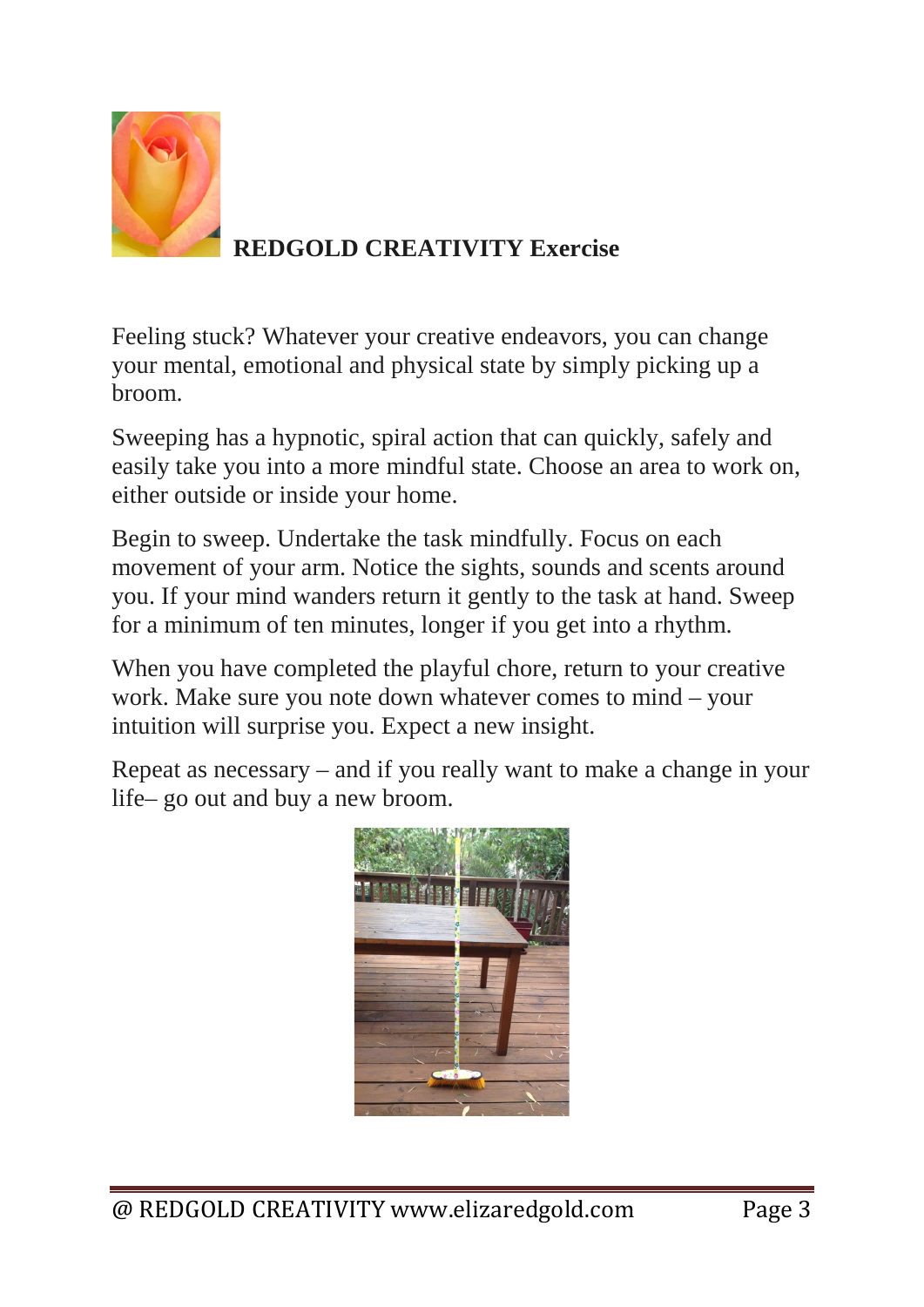## REDGOLD CREATIVITY Exercise

Feeling stuck? Whatever your creative endeavors, you can change your mental, emotional and physical state by simply picking up a broom.

Sweeping has a hypnotic, spiral action that can quickly, safely and easily take you into a more mindful state. Choose an area to work on, either outside or inside your home.

Begin to sweep. Undertake the task mindfully. Focus on each movement of your arm. Notice the sights, sounds and scents around you. If your mind wanders return it gently to the task at hand. Sweep for a minimum of ten minutes, longer if you get into a rhythm.

When you have completed the playful chore, return to your creative work. Make sure you note down whatever comes to mind – your intuition will surprise you. Expect a new insight.

Repeat as necessary – and if you really want to make a change in your life– go out and buy a new broom.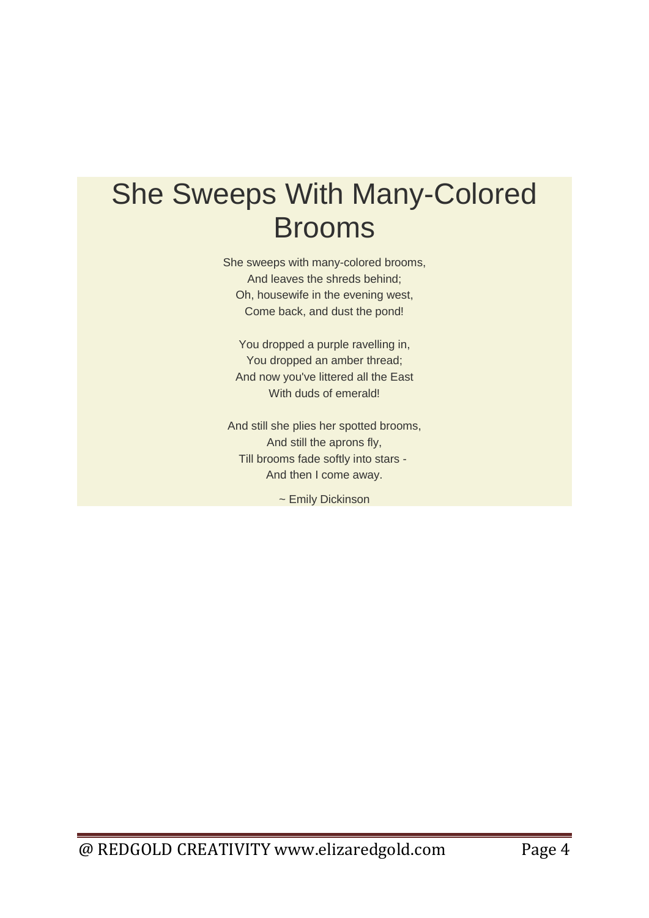# She Sweeps With Many-Colored Brooms

She sweeps with many-colored brooms,
And leaves the shreds behind;
Oh, housewife in the evening west,
Come back, and dust the pond!

You dropped a purple ravelling in,
You dropped an amber thread;
And now you've littered all the East
With duds of emerald!

And still she plies her spotted brooms,
And still the aprons fly,
Till brooms fade softly into stars -
And then I come away.

~ Emily Dickinson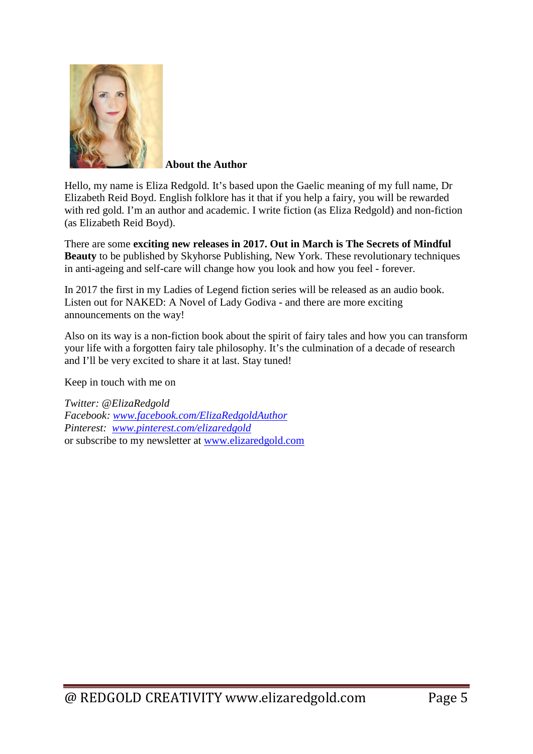## About the Author

Hello, my name is Eliza Redgold. It's based upon the Gaelic meaning of my full name, Dr Elizabeth Reid Boyd. English folklore has it that if you help a fairy, you will be rewarded with red gold. I'm an author and academic. I write fiction (as Eliza Redgold) and non-fiction (as Elizabeth Reid Boyd).

There are some **exciting new releases in 2017. Out in March is The Secrets of Mindful Beauty** to be published by Skyhorse Publishing, New York. These revolutionary techniques in anti-ageing and self-care will change how you look and how you feel - forever.

In 2017 the first in my Ladies of Legend fiction series will be released as an audio book. Listen out for NAKED: A Novel of Lady Godiva - and there are more exciting announcements on the way!

Also on its way is a non-fiction book about the spirit of fairy tales and how you can transform your life with a forgotten fairy tale philosophy. It's the culmination of a decade of research and I'll be very excited to share it at last. Stay tuned!

Keep in touch with me on

*Twitter: @ElizaRedgold*
*Facebook: [www.facebook.com/ElizaRedgoldAuthor](http://www.facebook.com/ElizaRedgoldAuthor)*
*Pinterest: [www.pinterest.com/elizaredgold](http://www.pinterest.com/elizaredgold)*
or subscribe to my newsletter at [www.elizaredgold.com](http://www.elizaredgold.com)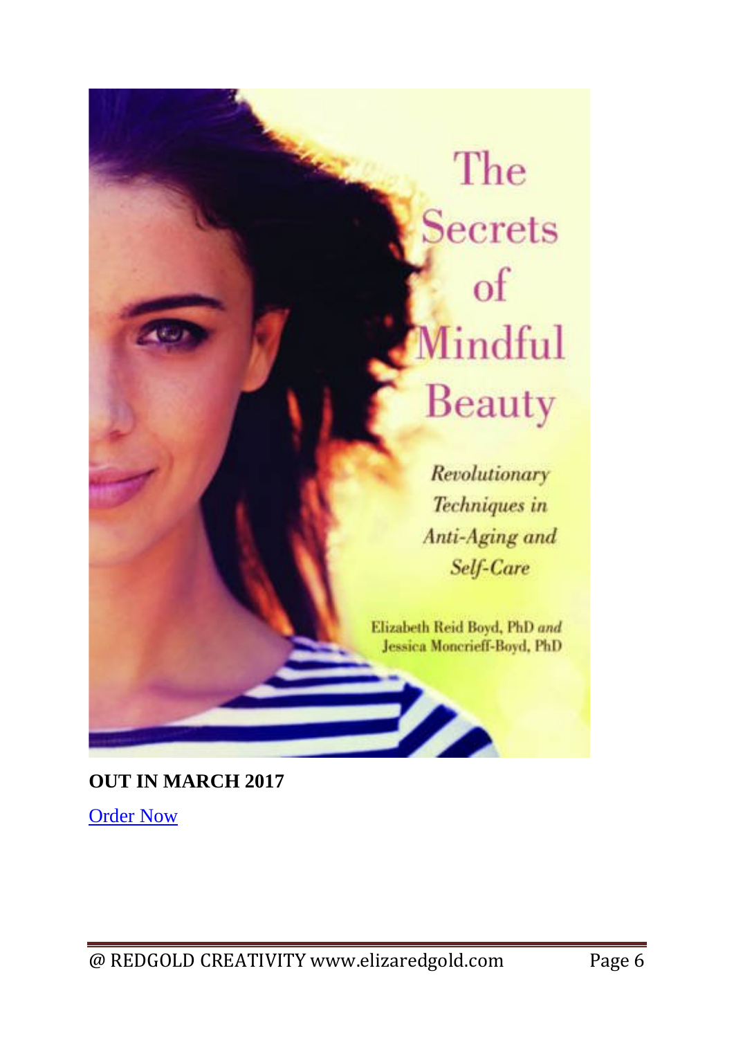The Secrets of Mindful Beauty

*Revolutionary Techniques in Anti-Aging and Self-Care*

Elizabeth Reid Boyd, PhD *and* Jessica Moncrieff-Boyd, PhD

**OUT IN MARCH 2017**

Order Now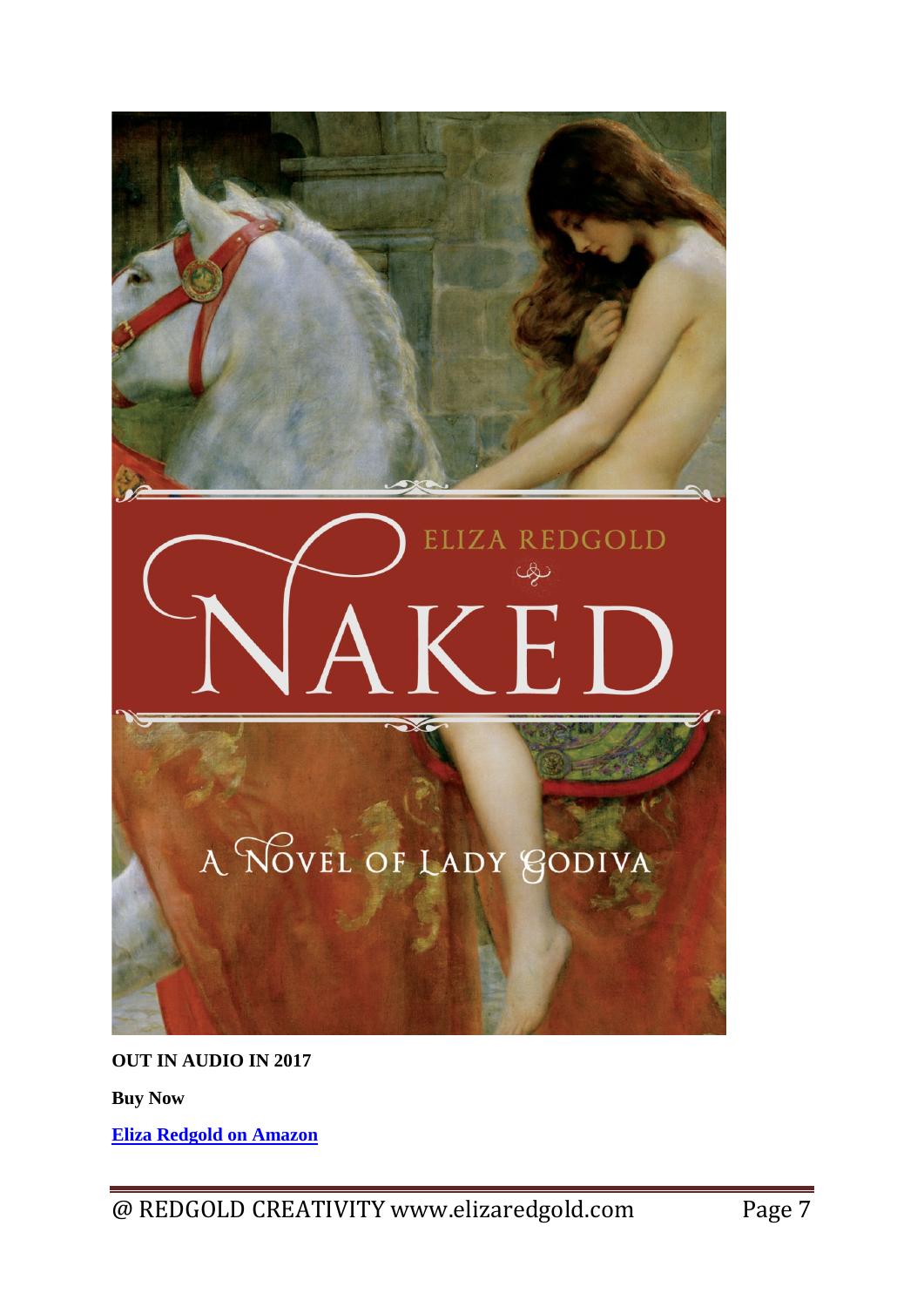**OUT IN AUDIO IN 2017**

**Buy Now**

**Eliza Redgold on Amazon**